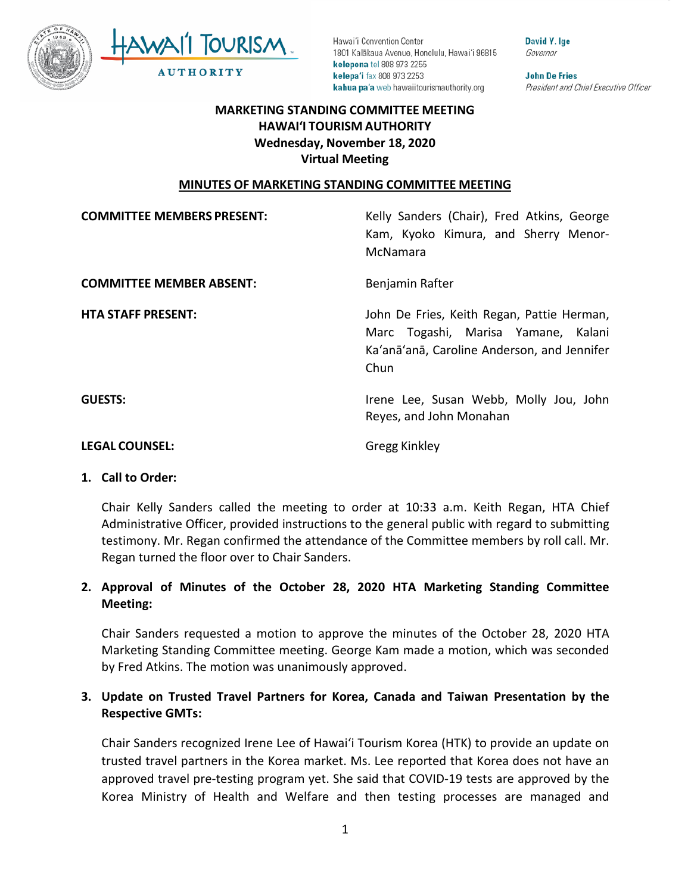Hawaiʻi Convention Center
1801 Kalākaua Avenue, Honolulu, Hawaiʻi 96815
**kelepona** tel 808 973 2255
**kelepaʻi** fax 808 973 2253
**kahua paʻa** web hawaiitourismauthority.org

**David Y. Ige**
*Governor*

**John De Fries**
*President and Chief Executive Officer*

**MARKETING STANDING COMMITTEE MEETING**
**HAWAIʻI TOURISM AUTHORITY**
**Wednesday, November 18, 2020**
**Virtual Meeting**

## MINUTES OF MARKETING STANDING COMMITTEE MEETING

| | |
|---|---|
| **COMMITTEE MEMBERS PRESENT:** | Kelly Sanders (Chair), Fred Atkins, George Kam, Kyoko Kimura, and Sherry Menor-McNamara |
| **COMMITTEE MEMBER ABSENT:** | Benjamin Rafter |
| **HTA STAFF PRESENT:** | John De Fries, Keith Regan, Pattie Herman, Marc Togashi, Marisa Yamane, Kalani Kaʻanāʻanā, Caroline Anderson, and Jennifer Chun |
| **GUESTS:** | Irene Lee, Susan Webb, Molly Jou, John Reyes, and John Monahan |
| **LEGAL COUNSEL:** | Gregg Kinkley |

**1. Call to Order:**

Chair Kelly Sanders called the meeting to order at 10:33 a.m. Keith Regan, HTA Chief Administrative Officer, provided instructions to the general public with regard to submitting testimony. Mr. Regan confirmed the attendance of the Committee members by roll call. Mr. Regan turned the floor over to Chair Sanders.

**2. Approval of Minutes of the October 28, 2020 HTA Marketing Standing Committee Meeting:**

Chair Sanders requested a motion to approve the minutes of the October 28, 2020 HTA Marketing Standing Committee meeting. George Kam made a motion, which was seconded by Fred Atkins. The motion was unanimously approved.

**3. Update on Trusted Travel Partners for Korea, Canada and Taiwan Presentation by the Respective GMTs:**

Chair Sanders recognized Irene Lee of Hawaiʻi Tourism Korea (HTK) to provide an update on trusted travel partners in the Korea market. Ms. Lee reported that Korea does not have an approved travel pre-testing program yet. She said that COVID-19 tests are approved by the Korea Ministry of Health and Welfare and then testing processes are managed and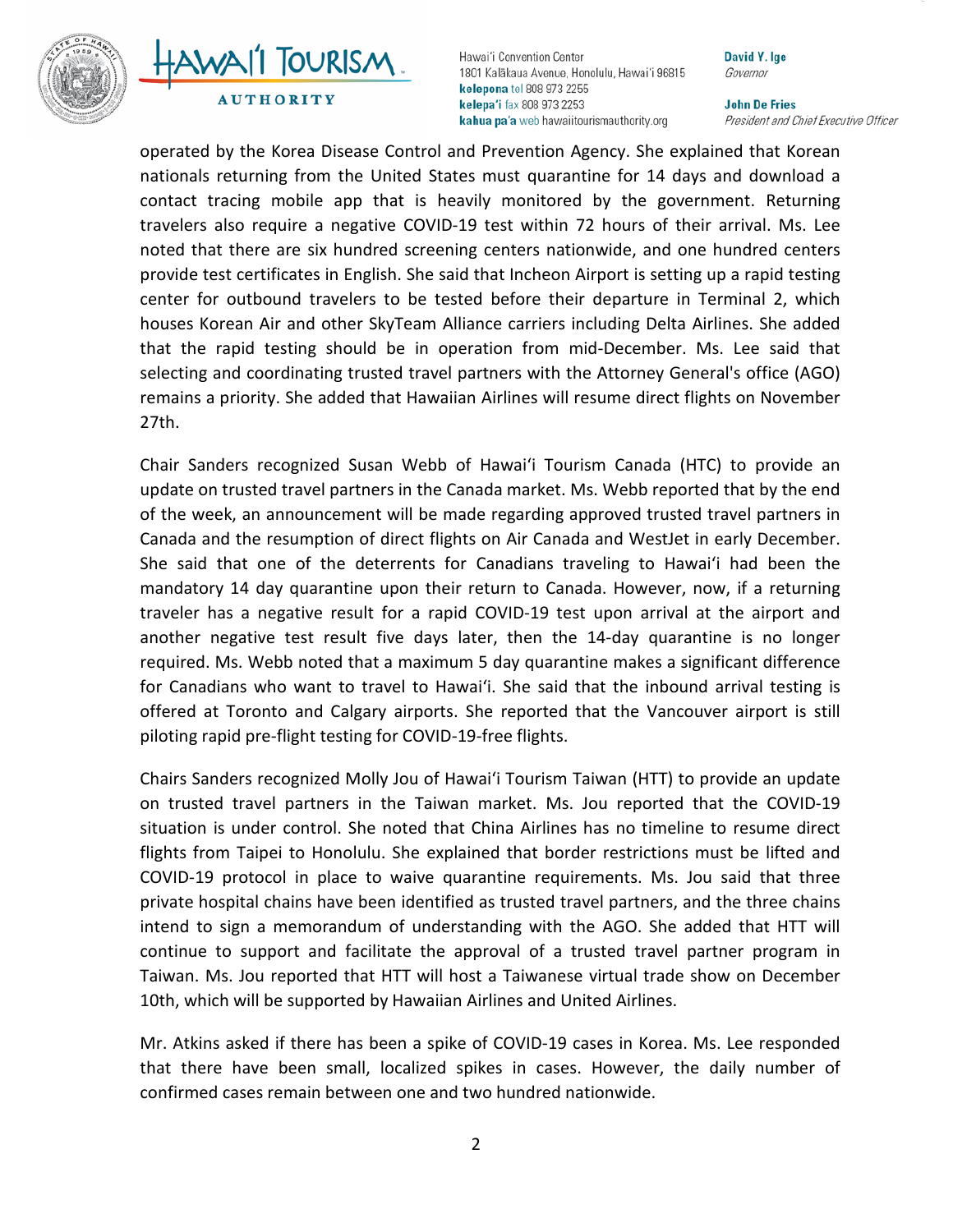operated by the Korea Disease Control and Prevention Agency. She explained that Korean nationals returning from the United States must quarantine for 14 days and download a contact tracing mobile app that is heavily monitored by the government. Returning travelers also require a negative COVID-19 test within 72 hours of their arrival. Ms. Lee noted that there are six hundred screening centers nationwide, and one hundred centers provide test certificates in English. She said that Incheon Airport is setting up a rapid testing center for outbound travelers to be tested before their departure in Terminal 2, which houses Korean Air and other SkyTeam Alliance carriers including Delta Airlines. She added that the rapid testing should be in operation from mid-December. Ms. Lee said that selecting and coordinating trusted travel partners with the Attorney General's office (AGO) remains a priority. She added that Hawaiian Airlines will resume direct flights on November 27th.

Chair Sanders recognized Susan Webb of Hawaiʻi Tourism Canada (HTC) to provide an update on trusted travel partners in the Canada market. Ms. Webb reported that by the end of the week, an announcement will be made regarding approved trusted travel partners in Canada and the resumption of direct flights on Air Canada and WestJet in early December. She said that one of the deterrents for Canadians traveling to Hawaiʻi had been the mandatory 14 day quarantine upon their return to Canada. However, now, if a returning traveler has a negative result for a rapid COVID-19 test upon arrival at the airport and another negative test result five days later, then the 14-day quarantine is no longer required. Ms. Webb noted that a maximum 5 day quarantine makes a significant difference for Canadians who want to travel to Hawaiʻi. She said that the inbound arrival testing is offered at Toronto and Calgary airports. She reported that the Vancouver airport is still piloting rapid pre-flight testing for COVID-19-free flights.

Chairs Sanders recognized Molly Jou of Hawaiʻi Tourism Taiwan (HTT) to provide an update on trusted travel partners in the Taiwan market. Ms. Jou reported that the COVID-19 situation is under control. She noted that China Airlines has no timeline to resume direct flights from Taipei to Honolulu. She explained that border restrictions must be lifted and COVID-19 protocol in place to waive quarantine requirements. Ms. Jou said that three private hospital chains have been identified as trusted travel partners, and the three chains intend to sign a memorandum of understanding with the AGO. She added that HTT will continue to support and facilitate the approval of a trusted travel partner program in Taiwan. Ms. Jou reported that HTT will host a Taiwanese virtual trade show on December 10th, which will be supported by Hawaiian Airlines and United Airlines.

Mr. Atkins asked if there has been a spike of COVID-19 cases in Korea. Ms. Lee responded that there have been small, localized spikes in cases. However, the daily number of confirmed cases remain between one and two hundred nationwide.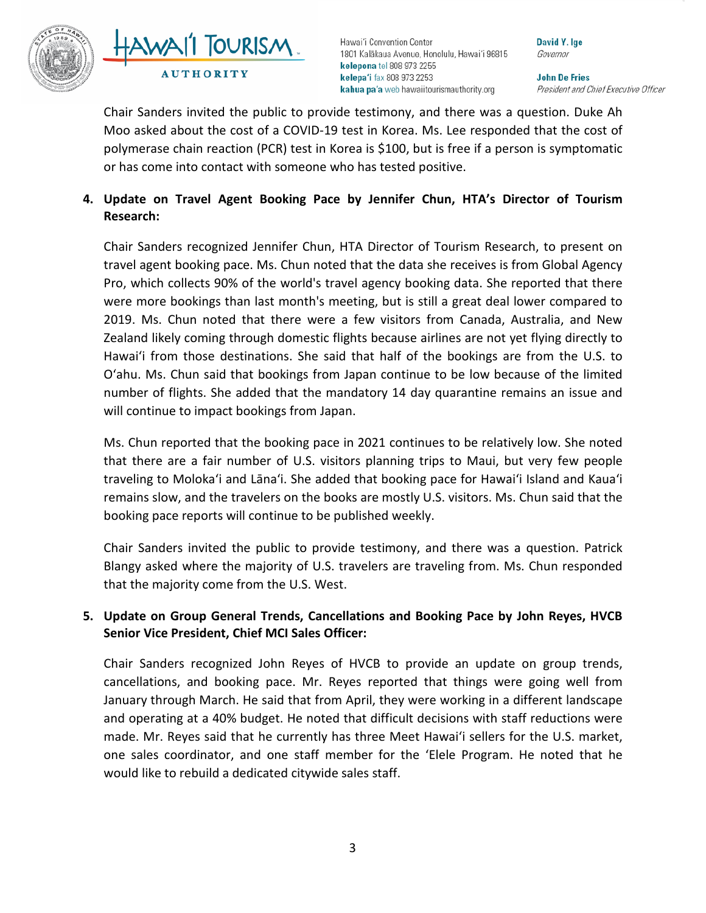Chair Sanders invited the public to provide testimony, and there was a question. Duke Ah Moo asked about the cost of a COVID-19 test in Korea. Ms. Lee responded that the cost of polymerase chain reaction (PCR) test in Korea is $100, but is free if a person is symptomatic or has come into contact with someone who has tested positive.

4. **Update on Travel Agent Booking Pace by Jennifer Chun, HTA's Director of Tourism Research:**

Chair Sanders recognized Jennifer Chun, HTA Director of Tourism Research, to present on travel agent booking pace. Ms. Chun noted that the data she receives is from Global Agency Pro, which collects 90% of the world's travel agency booking data. She reported that there were more bookings than last month's meeting, but is still a great deal lower compared to 2019. Ms. Chun noted that there were a few visitors from Canada, Australia, and New Zealand likely coming through domestic flights because airlines are not yet flying directly to Hawaiʻi from those destinations. She said that half of the bookings are from the U.S. to Oʻahu. Ms. Chun said that bookings from Japan continue to be low because of the limited number of flights. She added that the mandatory 14 day quarantine remains an issue and will continue to impact bookings from Japan.

Ms. Chun reported that the booking pace in 2021 continues to be relatively low. She noted that there are a fair number of U.S. visitors planning trips to Maui, but very few people traveling to Molokaʻi and Lānaʻi. She added that booking pace for Hawaiʻi Island and Kauaʻi remains slow, and the travelers on the books are mostly U.S. visitors. Ms. Chun said that the booking pace reports will continue to be published weekly.

Chair Sanders invited the public to provide testimony, and there was a question. Patrick Blangy asked where the majority of U.S. travelers are traveling from. Ms. Chun responded that the majority come from the U.S. West.

5. **Update on Group General Trends, Cancellations and Booking Pace by John Reyes, HVCB Senior Vice President, Chief MCI Sales Officer:**

Chair Sanders recognized John Reyes of HVCB to provide an update on group trends, cancellations, and booking pace. Mr. Reyes reported that things were going well from January through March. He said that from April, they were working in a different landscape and operating at a 40% budget. He noted that difficult decisions with staff reductions were made. Mr. Reyes said that he currently has three Meet Hawaiʻi sellers for the U.S. market, one sales coordinator, and one staff member for the ʻElele Program. He noted that he would like to rebuild a dedicated citywide sales staff.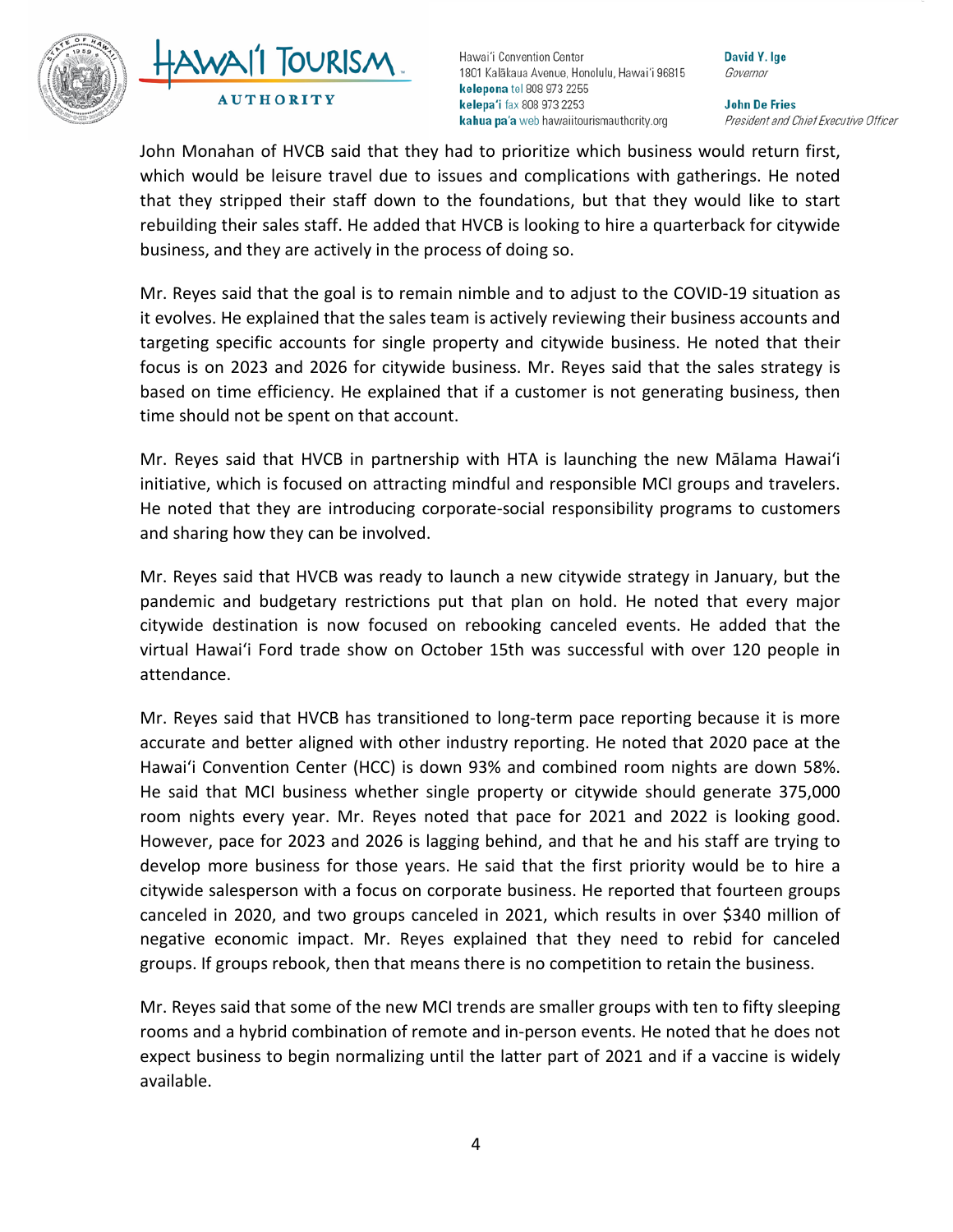John Monahan of HVCB said that they had to prioritize which business would return first, which would be leisure travel due to issues and complications with gatherings. He noted that they stripped their staff down to the foundations, but that they would like to start rebuilding their sales staff. He added that HVCB is looking to hire a quarterback for citywide business, and they are actively in the process of doing so.

Mr. Reyes said that the goal is to remain nimble and to adjust to the COVID-19 situation as it evolves. He explained that the sales team is actively reviewing their business accounts and targeting specific accounts for single property and citywide business. He noted that their focus is on 2023 and 2026 for citywide business. Mr. Reyes said that the sales strategy is based on time efficiency. He explained that if a customer is not generating business, then time should not be spent on that account.

Mr. Reyes said that HVCB in partnership with HTA is launching the new Mālama Hawaiʻi initiative, which is focused on attracting mindful and responsible MCI groups and travelers. He noted that they are introducing corporate-social responsibility programs to customers and sharing how they can be involved.

Mr. Reyes said that HVCB was ready to launch a new citywide strategy in January, but the pandemic and budgetary restrictions put that plan on hold. He noted that every major citywide destination is now focused on rebooking canceled events. He added that the virtual Hawaiʻi Ford trade show on October 15th was successful with over 120 people in attendance.

Mr. Reyes said that HVCB has transitioned to long-term pace reporting because it is more accurate and better aligned with other industry reporting. He noted that 2020 pace at the Hawaiʻi Convention Center (HCC) is down 93% and combined room nights are down 58%. He said that MCI business whether single property or citywide should generate 375,000 room nights every year. Mr. Reyes noted that pace for 2021 and 2022 is looking good. However, pace for 2023 and 2026 is lagging behind, and that he and his staff are trying to develop more business for those years. He said that the first priority would be to hire a citywide salesperson with a focus on corporate business. He reported that fourteen groups canceled in 2020, and two groups canceled in 2021, which results in over $340 million of negative economic impact. Mr. Reyes explained that they need to rebid for canceled groups. If groups rebook, then that means there is no competition to retain the business.

Mr. Reyes said that some of the new MCI trends are smaller groups with ten to fifty sleeping rooms and a hybrid combination of remote and in-person events. He noted that he does not expect business to begin normalizing until the latter part of 2021 and if a vaccine is widely available.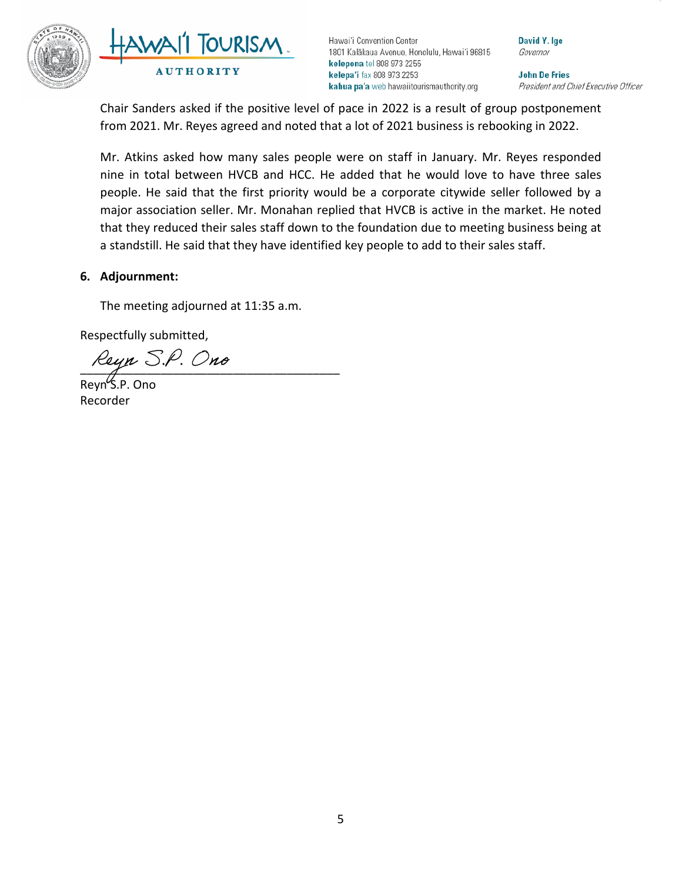Chair Sanders asked if the positive level of pace in 2022 is a result of group postponement from 2021. Mr. Reyes agreed and noted that a lot of 2021 business is rebooking in 2022.

Mr. Atkins asked how many sales people were on staff in January. Mr. Reyes responded nine in total between HVCB and HCC. He added that he would love to have three sales people. He said that the first priority would be a corporate citywide seller followed by a major association seller. Mr. Monahan replied that HVCB is active in the market. He noted that they reduced their sales staff down to the foundation due to meeting business being at a standstill. He said that they have identified key people to add to their sales staff.

**6. Adjournment:**

The meeting adjourned at 11:35 a.m.

Respectfully submitted,

*Reyn S.P. Ono*
\_\_\_\_\_\_\_\_\_\_\_\_\_\_\_\_\_\_\_\_\_\_\_\_\_\_\_\_\_\_\_\_\_\_\_\_\_\_

Reyn S.P. Ono
Recorder